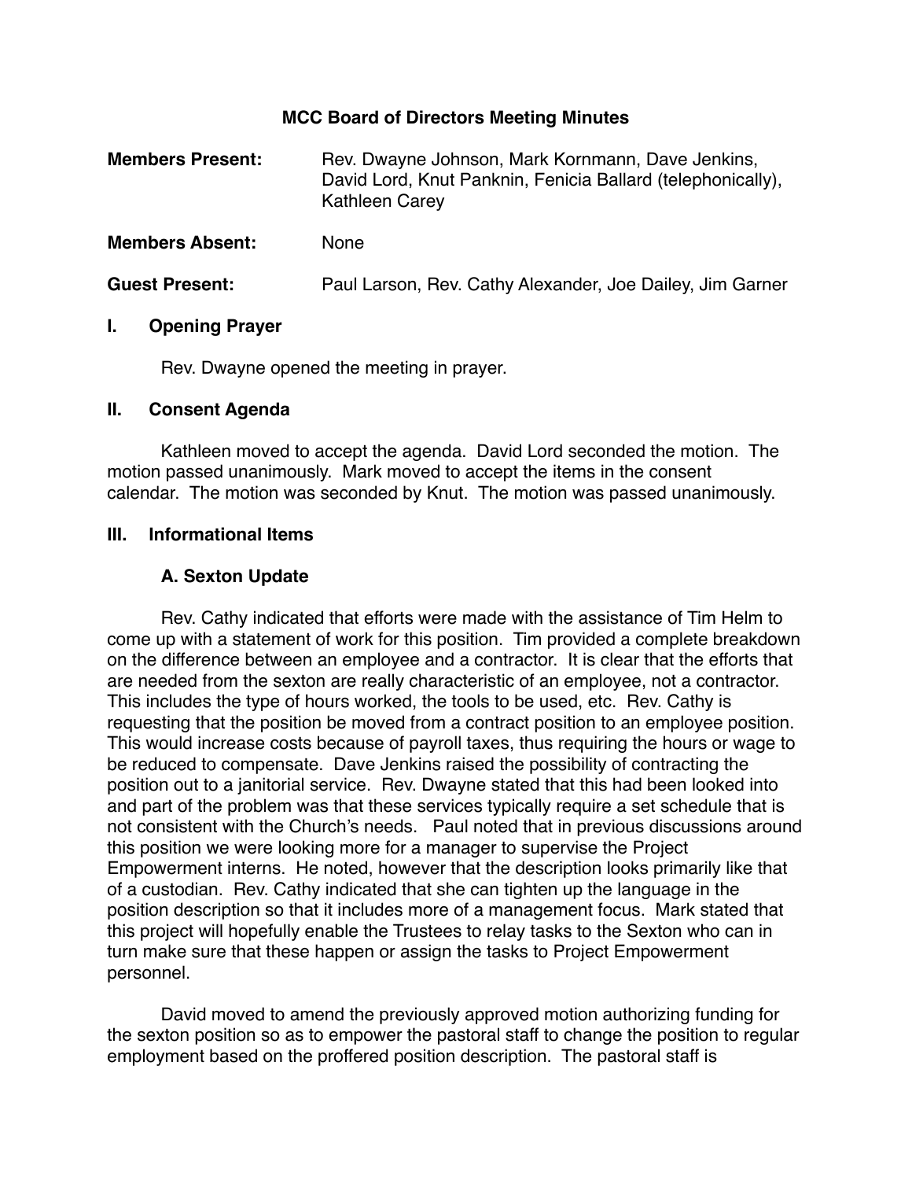# MCC Board of Directors Meeting Minutes

**Members Present:** Rev. Dwayne Johnson, Mark Kornmann, Dave Jenkins, David Lord, Knut Panknin, Fenicia Ballard (telephonically), Kathleen Carey

**Members Absent:** None

**Guest Present:** Paul Larson, Rev. Cathy Alexander, Joe Dailey, Jim Garner

## I. Opening Prayer

Rev. Dwayne opened the meeting in prayer.

## II. Consent Agenda

Kathleen moved to accept the agenda. David Lord seconded the motion. The motion passed unanimously. Mark moved to accept the items in the consent calendar. The motion was seconded by Knut. The motion was passed unanimously.

## III. Informational Items

### A. Sexton Update

Rev. Cathy indicated that efforts were made with the assistance of Tim Helm to come up with a statement of work for this position. Tim provided a complete breakdown on the difference between an employee and a contractor. It is clear that the efforts that are needed from the sexton are really characteristic of an employee, not a contractor. This includes the type of hours worked, the tools to be used, etc. Rev. Cathy is requesting that the position be moved from a contract position to an employee position. This would increase costs because of payroll taxes, thus requiring the hours or wage to be reduced to compensate. Dave Jenkins raised the possibility of contracting the position out to a janitorial service. Rev. Dwayne stated that this had been looked into and part of the problem was that these services typically require a set schedule that is not consistent with the Church's needs. Paul noted that in previous discussions around this position we were looking more for a manager to supervise the Project Empowerment interns. He noted, however that the description looks primarily like that of a custodian. Rev. Cathy indicated that she can tighten up the language in the position description so that it includes more of a management focus. Mark stated that this project will hopefully enable the Trustees to relay tasks to the Sexton who can in turn make sure that these happen or assign the tasks to Project Empowerment personnel.

David moved to amend the previously approved motion authorizing funding for the sexton position so as to empower the pastoral staff to change the position to regular employment based on the proffered position description. The pastoral staff is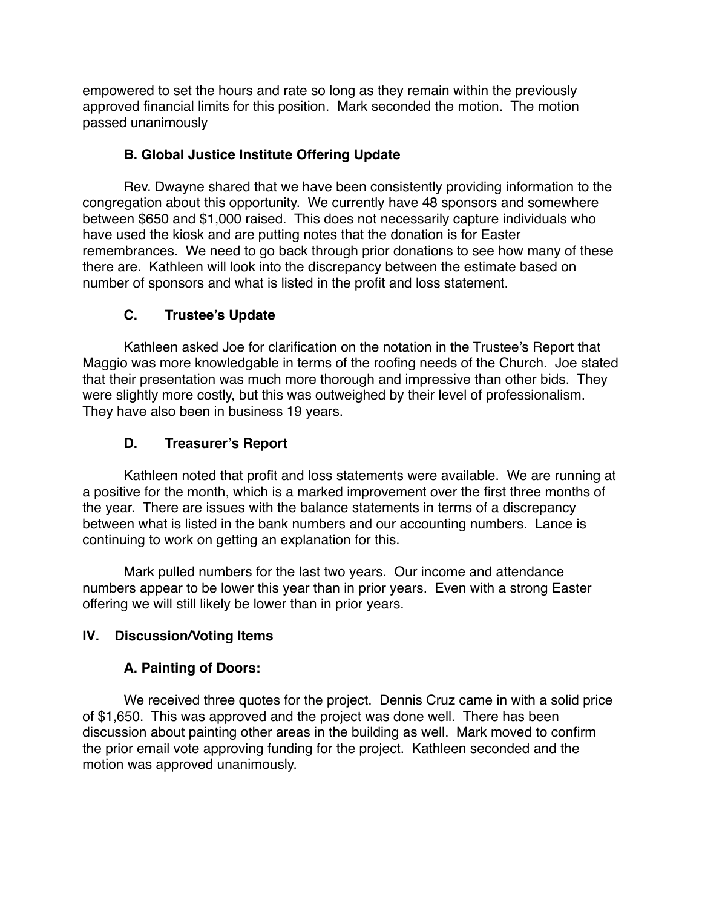empowered to set the hours and rate so long as they remain within the previously approved financial limits for this position. Mark seconded the motion. The motion passed unanimously

### B. Global Justice Institute Offering Update

Rev. Dwayne shared that we have been consistently providing information to the congregation about this opportunity. We currently have 48 sponsors and somewhere between $650 and $1,000 raised. This does not necessarily capture individuals who have used the kiosk and are putting notes that the donation is for Easter remembrances. We need to go back through prior donations to see how many of these there are. Kathleen will look into the discrepancy between the estimate based on number of sponsors and what is listed in the profit and loss statement.

### C. Trustee's Update

Kathleen asked Joe for clarification on the notation in the Trustee's Report that Maggio was more knowledgable in terms of the roofing needs of the Church. Joe stated that their presentation was much more thorough and impressive than other bids. They were slightly more costly, but this was outweighed by their level of professionalism. They have also been in business 19 years.

### D. Treasurer's Report

Kathleen noted that profit and loss statements were available. We are running at a positive for the month, which is a marked improvement over the first three months of the year. There are issues with the balance statements in terms of a discrepancy between what is listed in the bank numbers and our accounting numbers. Lance is continuing to work on getting an explanation for this.

Mark pulled numbers for the last two years. Our income and attendance numbers appear to be lower this year than in prior years. Even with a strong Easter offering we will still likely be lower than in prior years.

## IV. Discussion/Voting Items

### A. Painting of Doors:

We received three quotes for the project. Dennis Cruz came in with a solid price of $1,650. This was approved and the project was done well. There has been discussion about painting other areas in the building as well. Mark moved to confirm the prior email vote approving funding for the project. Kathleen seconded and the motion was approved unanimously.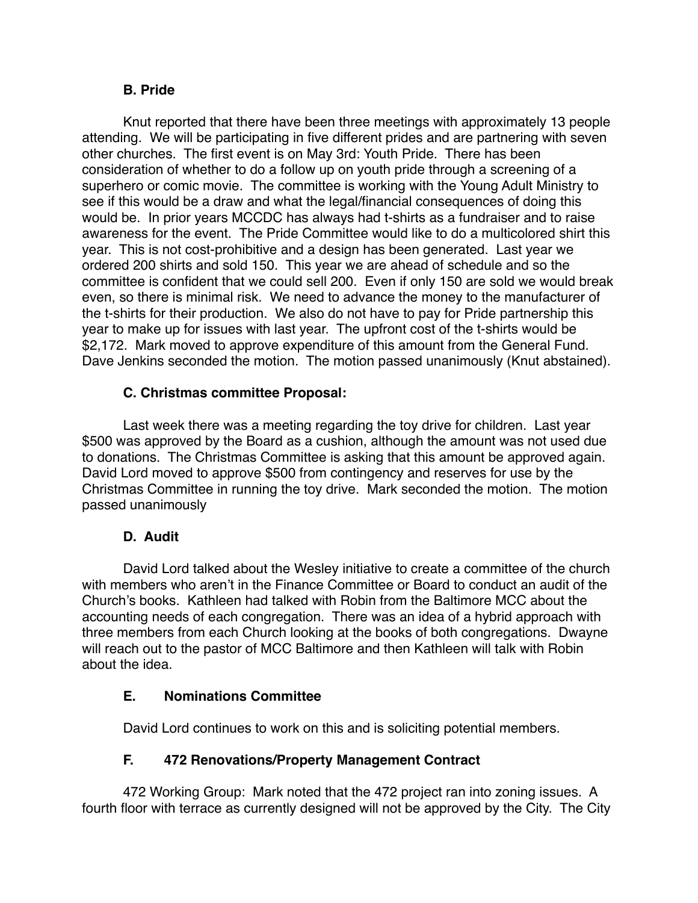### B. Pride

Knut reported that there have been three meetings with approximately 13 people attending. We will be participating in five different prides and are partnering with seven other churches. The first event is on May 3rd: Youth Pride. There has been consideration of whether to do a follow up on youth pride through a screening of a superhero or comic movie. The committee is working with the Young Adult Ministry to see if this would be a draw and what the legal/financial consequences of doing this would be. In prior years MCCDC has always had t-shirts as a fundraiser and to raise awareness for the event. The Pride Committee would like to do a multicolored shirt this year. This is not cost-prohibitive and a design has been generated. Last year we ordered 200 shirts and sold 150. This year we are ahead of schedule and so the committee is confident that we could sell 200. Even if only 150 are sold we would break even, so there is minimal risk. We need to advance the money to the manufacturer of the t-shirts for their production. We also do not have to pay for Pride partnership this year to make up for issues with last year. The upfront cost of the t-shirts would be $2,172. Mark moved to approve expenditure of this amount from the General Fund. Dave Jenkins seconded the motion. The motion passed unanimously (Knut abstained).

### C. Christmas committee Proposal:

Last week there was a meeting regarding the toy drive for children. Last year $500 was approved by the Board as a cushion, although the amount was not used due to donations. The Christmas Committee is asking that this amount be approved again. David Lord moved to approve $500 from contingency and reserves for use by the Christmas Committee in running the toy drive. Mark seconded the motion. The motion passed unanimously

### D. Audit

David Lord talked about the Wesley initiative to create a committee of the church with members who aren't in the Finance Committee or Board to conduct an audit of the Church's books. Kathleen had talked with Robin from the Baltimore MCC about the accounting needs of each congregation. There was an idea of a hybrid approach with three members from each Church looking at the books of both congregations. Dwayne will reach out to the pastor of MCC Baltimore and then Kathleen will talk with Robin about the idea.

### E. Nominations Committee

David Lord continues to work on this and is soliciting potential members.

### F. 472 Renovations/Property Management Contract

472 Working Group: Mark noted that the 472 project ran into zoning issues. A fourth floor with terrace as currently designed will not be approved by the City. The City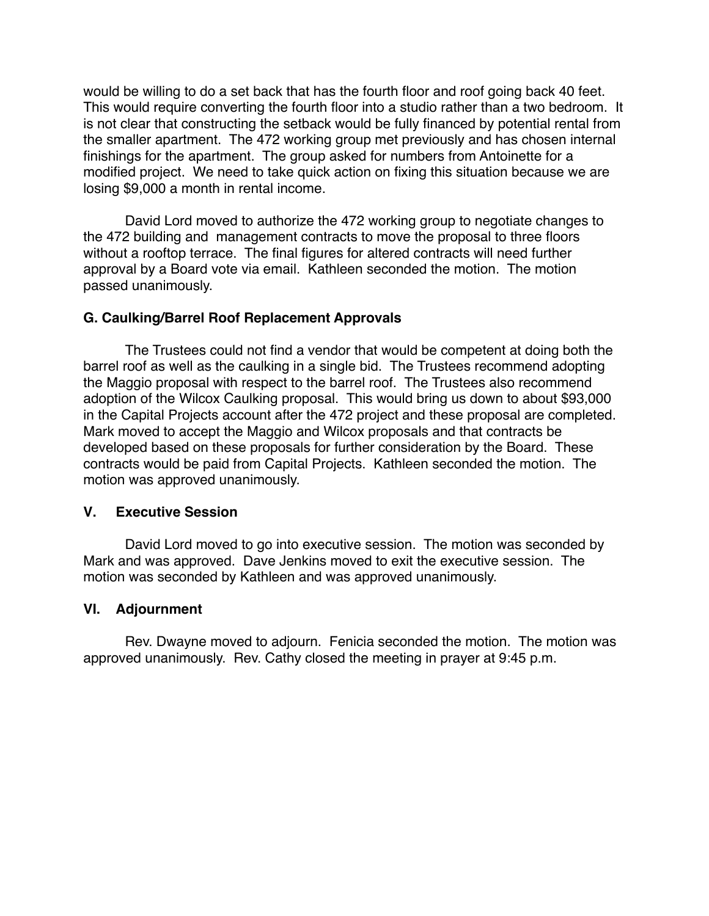would be willing to do a set back that has the fourth floor and roof going back 40 feet. This would require converting the fourth floor into a studio rather than a two bedroom. It is not clear that constructing the setback would be fully financed by potential rental from the smaller apartment. The 472 working group met previously and has chosen internal finishings for the apartment. The group asked for numbers from Antoinette for a modified project. We need to take quick action on fixing this situation because we are losing $9,000 a month in rental income.

David Lord moved to authorize the 472 working group to negotiate changes to the 472 building and management contracts to move the proposal to three floors without a rooftop terrace. The final figures for altered contracts will need further approval by a Board vote via email. Kathleen seconded the motion. The motion passed unanimously.

### G. Caulking/Barrel Roof Replacement Approvals

The Trustees could not find a vendor that would be competent at doing both the barrel roof as well as the caulking in a single bid. The Trustees recommend adopting the Maggio proposal with respect to the barrel roof. The Trustees also recommend adoption of the Wilcox Caulking proposal. This would bring us down to about $93,000 in the Capital Projects account after the 472 project and these proposal are completed. Mark moved to accept the Maggio and Wilcox proposals and that contracts be developed based on these proposals for further consideration by the Board. These contracts would be paid from Capital Projects. Kathleen seconded the motion. The motion was approved unanimously.

## V. Executive Session

David Lord moved to go into executive session. The motion was seconded by Mark and was approved. Dave Jenkins moved to exit the executive session. The motion was seconded by Kathleen and was approved unanimously.

## VI. Adjournment

Rev. Dwayne moved to adjourn. Fenicia seconded the motion. The motion was approved unanimously. Rev. Cathy closed the meeting in prayer at 9:45 p.m.